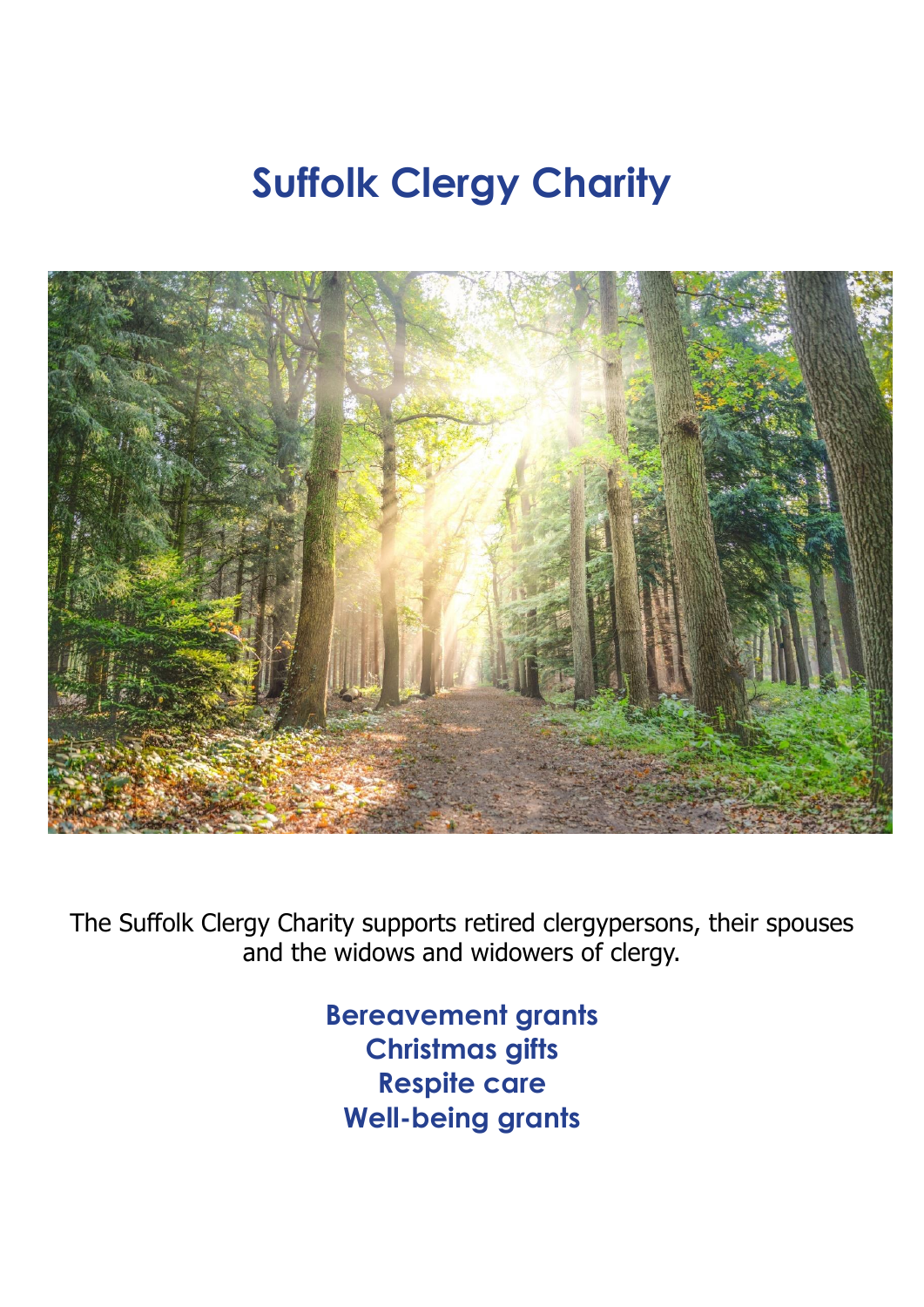# Suffolk Clergy Charity

The Suffolk Clergy Charity supports retired clergypersons, their spouses and the widows and widowers of clergy.

**Bereavement grants**
**Christmas gifts**
**Respite care**
**Well-being grants**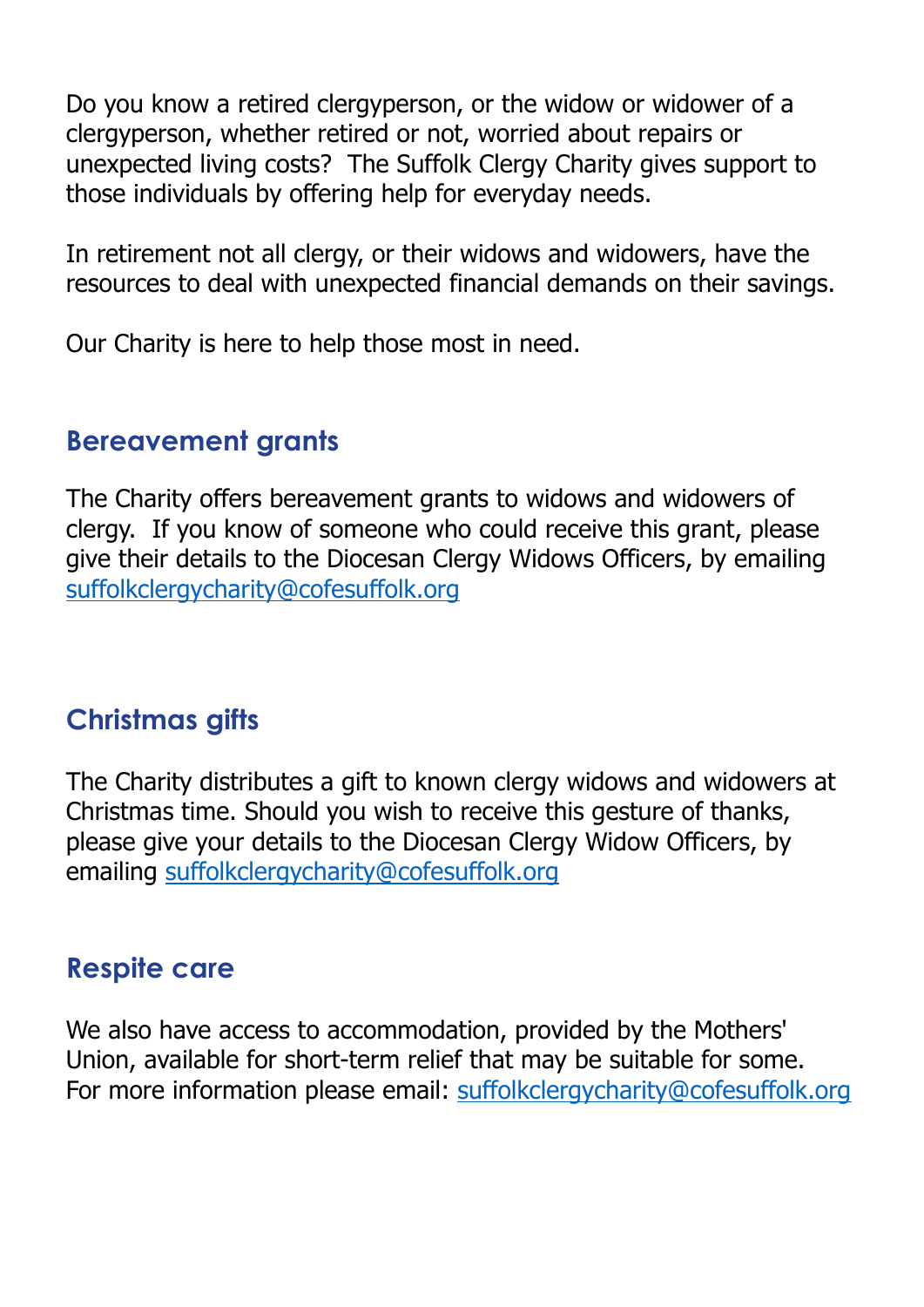Do you know a retired clergyperson, or the widow or widower of a clergyperson, whether retired or not, worried about repairs or unexpected living costs? The Suffolk Clergy Charity gives support to those individuals by offering help for everyday needs.

In retirement not all clergy, or their widows and widowers, have the resources to deal with unexpected financial demands on their savings.

Our Charity is here to help those most in need.

## Bereavement grants

The Charity offers bereavement grants to widows and widowers of clergy. If you know of someone who could receive this grant, please give their details to the Diocesan Clergy Widows Officers, by emailing suffolkclergycharity@cofesuffolk.org

## Christmas gifts

The Charity distributes a gift to known clergy widows and widowers at Christmas time. Should you wish to receive this gesture of thanks, please give your details to the Diocesan Clergy Widow Officers, by emailing suffolkclergycharity@cofesuffolk.org

## Respite care

We also have access to accommodation, provided by the Mothers' Union, available for short-term relief that may be suitable for some. For more information please email: suffolkclergycharity@cofesuffolk.org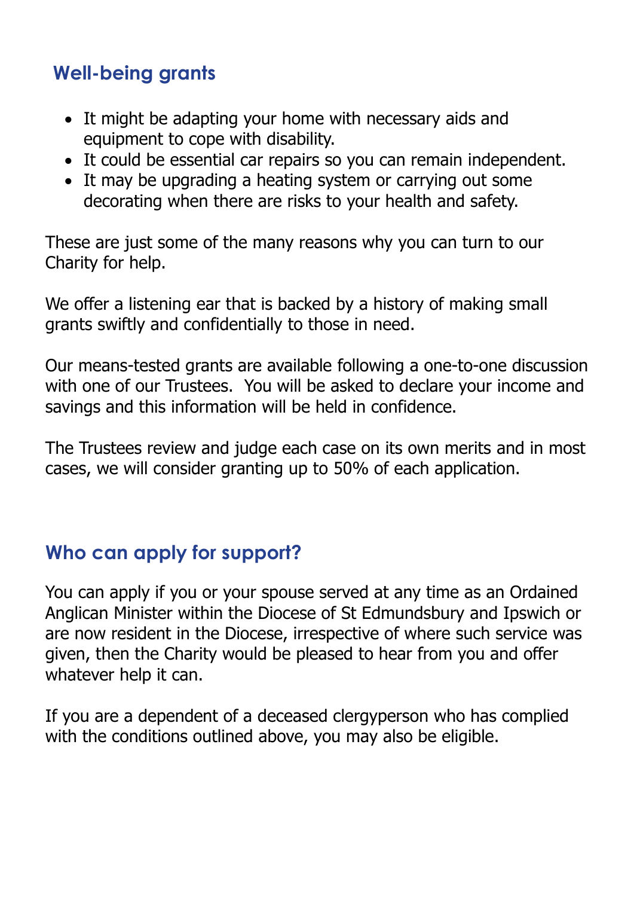## Well-being grants

- It might be adapting your home with necessary aids and equipment to cope with disability.
- It could be essential car repairs so you can remain independent.
- It may be upgrading a heating system or carrying out some decorating when there are risks to your health and safety.

These are just some of the many reasons why you can turn to our Charity for help.

We offer a listening ear that is backed by a history of making small grants swiftly and confidentially to those in need.

Our means-tested grants are available following a one-to-one discussion with one of our Trustees. You will be asked to declare your income and savings and this information will be held in confidence.

The Trustees review and judge each case on its own merits and in most cases, we will consider granting up to 50% of each application.

## Who can apply for support?

You can apply if you or your spouse served at any time as an Ordained Anglican Minister within the Diocese of St Edmundsbury and Ipswich or are now resident in the Diocese, irrespective of where such service was given, then the Charity would be pleased to hear from you and offer whatever help it can.

If you are a dependent of a deceased clergyperson who has complied with the conditions outlined above, you may also be eligible.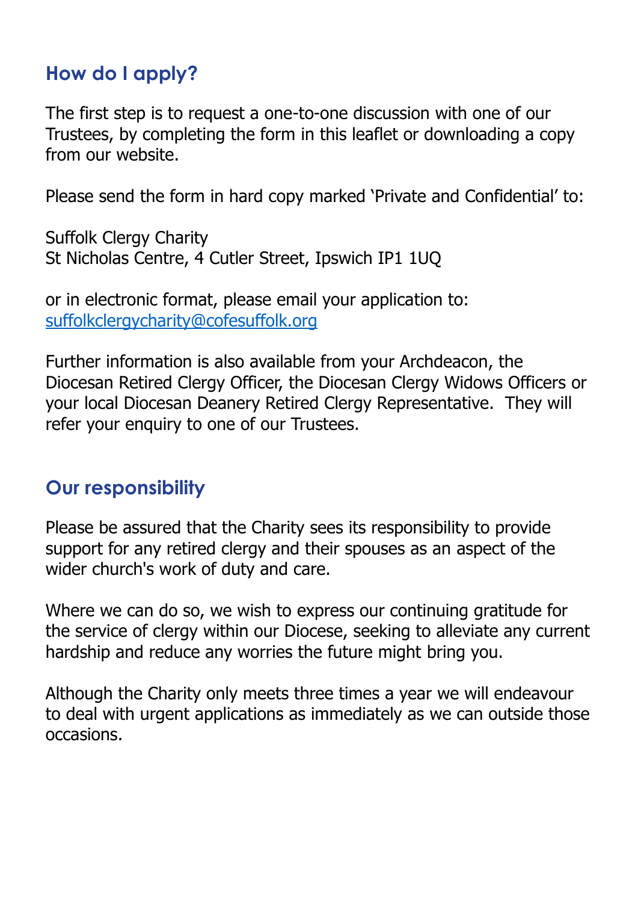## How do I apply?

The first step is to request a one-to-one discussion with one of our Trustees, by completing the form in this leaflet or downloading a copy from our website.

Please send the form in hard copy marked 'Private and Confidential' to:

Suffolk Clergy Charity
St Nicholas Centre, 4 Cutler Street, Ipswich IP1 1UQ

or in electronic format, please email your application to:
suffolkclergycharity@cofesuffolk.org

Further information is also available from your Archdeacon, the Diocesan Retired Clergy Officer, the Diocesan Clergy Widows Officers or your local Diocesan Deanery Retired Clergy Representative. They will refer your enquiry to one of our Trustees.

## Our responsibility

Please be assured that the Charity sees its responsibility to provide support for any retired clergy and their spouses as an aspect of the wider church's work of duty and care.

Where we can do so, we wish to express our continuing gratitude for the service of clergy within our Diocese, seeking to alleviate any current hardship and reduce any worries the future might bring you.

Although the Charity only meets three times a year we will endeavour to deal with urgent applications as immediately as we can outside those occasions.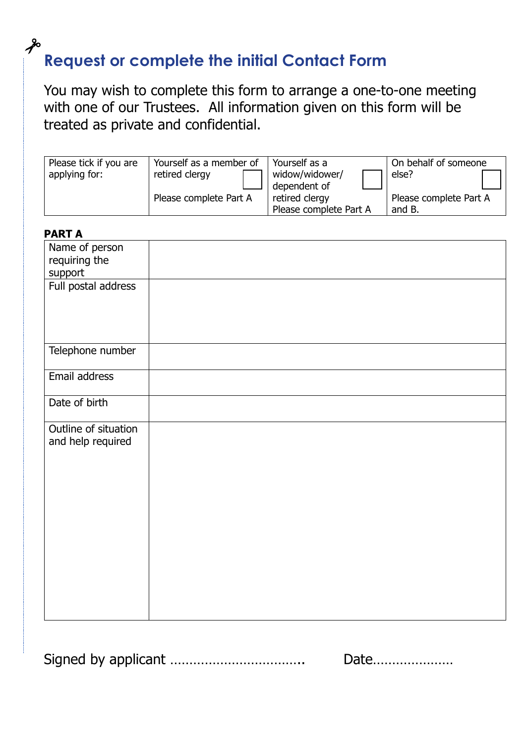## Request or complete the initial Contact Form

You may wish to complete this form to arrange a one-to-one meeting with one of our Trustees. All information given on this form will be treated as private and confidential.

| Please tick if you are applying for: | Yourself as a member of retired clergy ☐ Please complete Part A | Yourself as a widow/widower/ dependent of retired clergy ☐ Please complete Part A | On behalf of someone else? ☐ Please complete Part A and B. |
|---|---|---|---|

**PART A**

| | |
|---|---|
| Name of person requiring the support | |
| Full postal address | |
| Telephone number | |
| Email address | |
| Date of birth | |
| Outline of situation and help required | |

Signed by applicant …………………………….. Date…………………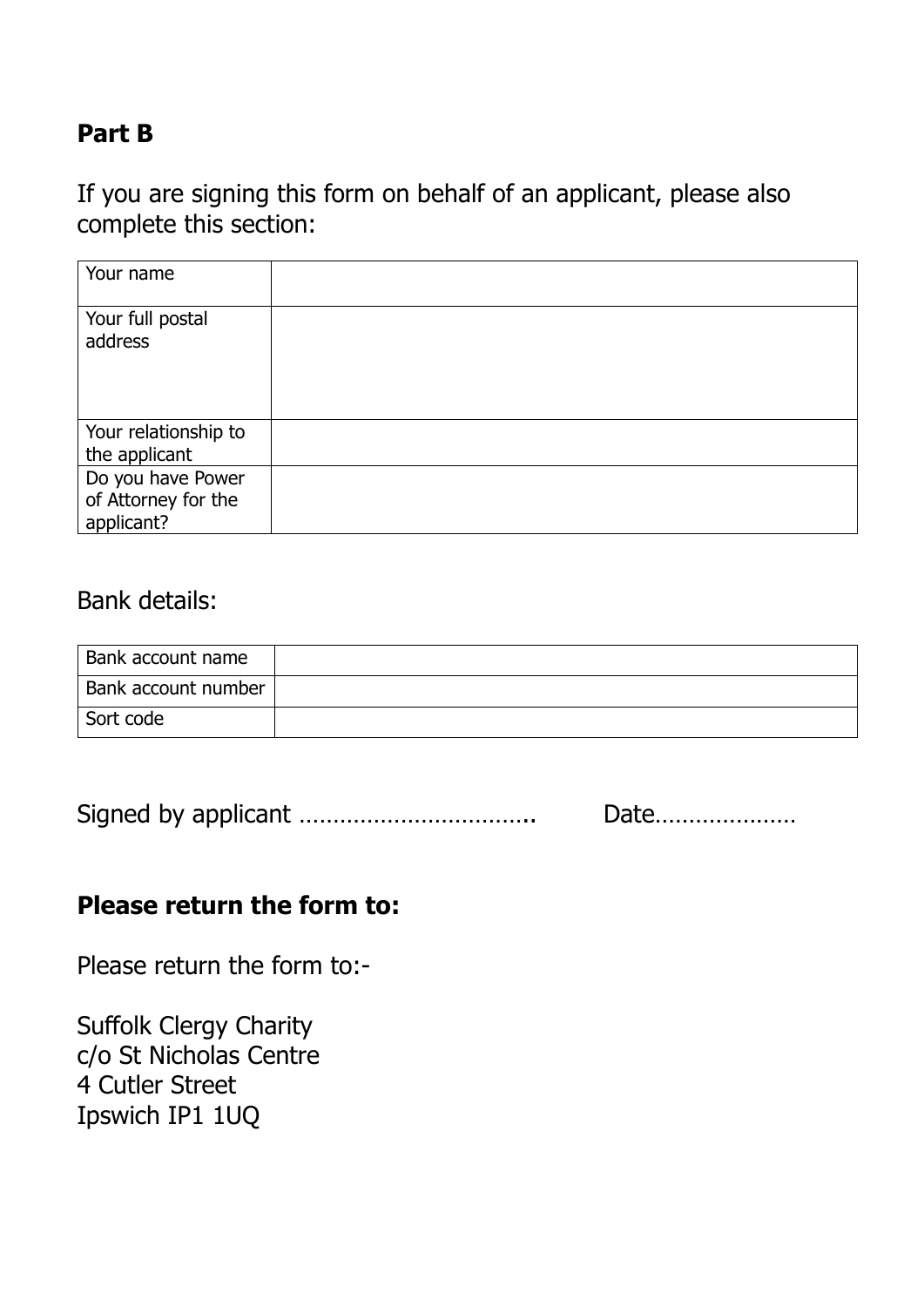**Part B**

If you are signing this form on behalf of an applicant, please also complete this section:

| Your name | |
|---|---|
| Your full postal address | |
| Your relationship to the applicant | |
| Do you have Power of Attorney for the applicant? | |

Bank details:

| Bank account name | |
|---|---|
| Bank account number | |
| Sort code | |

Signed by applicant …………………………….. Date…………………

**Please return the form to:**

Please return the form to:-

Suffolk Clergy Charity
c/o St Nicholas Centre
4 Cutler Street
Ipswich IP1 1UQ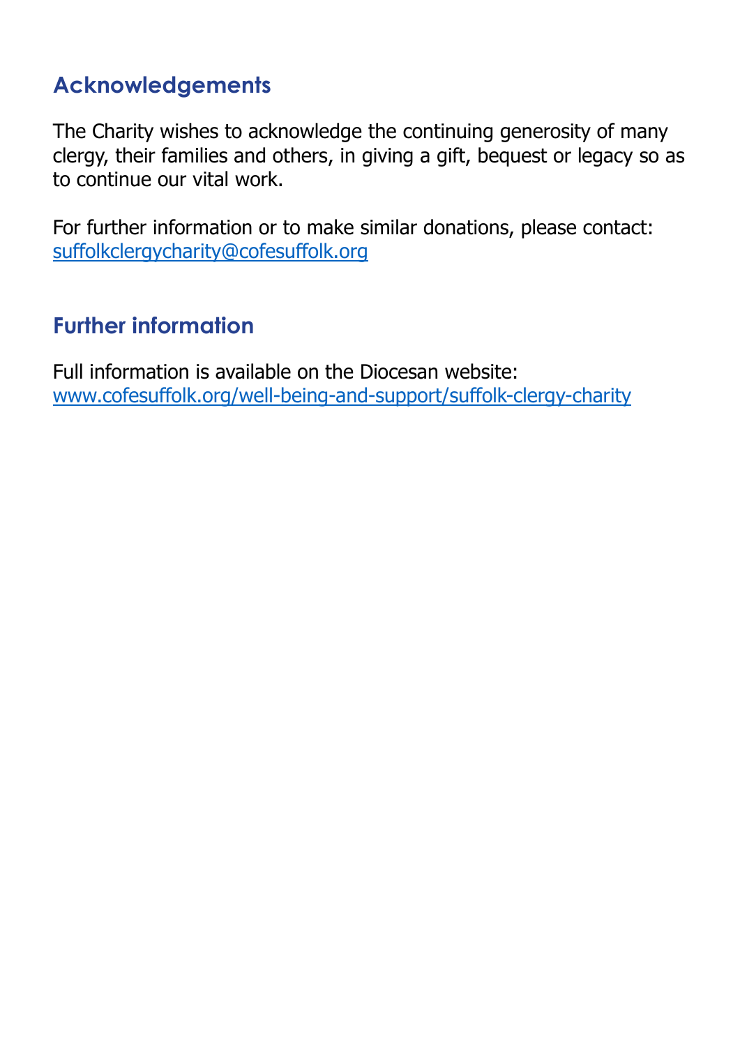## Acknowledgements

The Charity wishes to acknowledge the continuing generosity of many clergy, their families and others, in giving a gift, bequest or legacy so as to continue our vital work.

For further information or to make similar donations, please contact: suffolkclergycharity@cofesuffolk.org

## Further information

Full information is available on the Diocesan website: www.cofesuffolk.org/well-being-and-support/suffolk-clergy-charity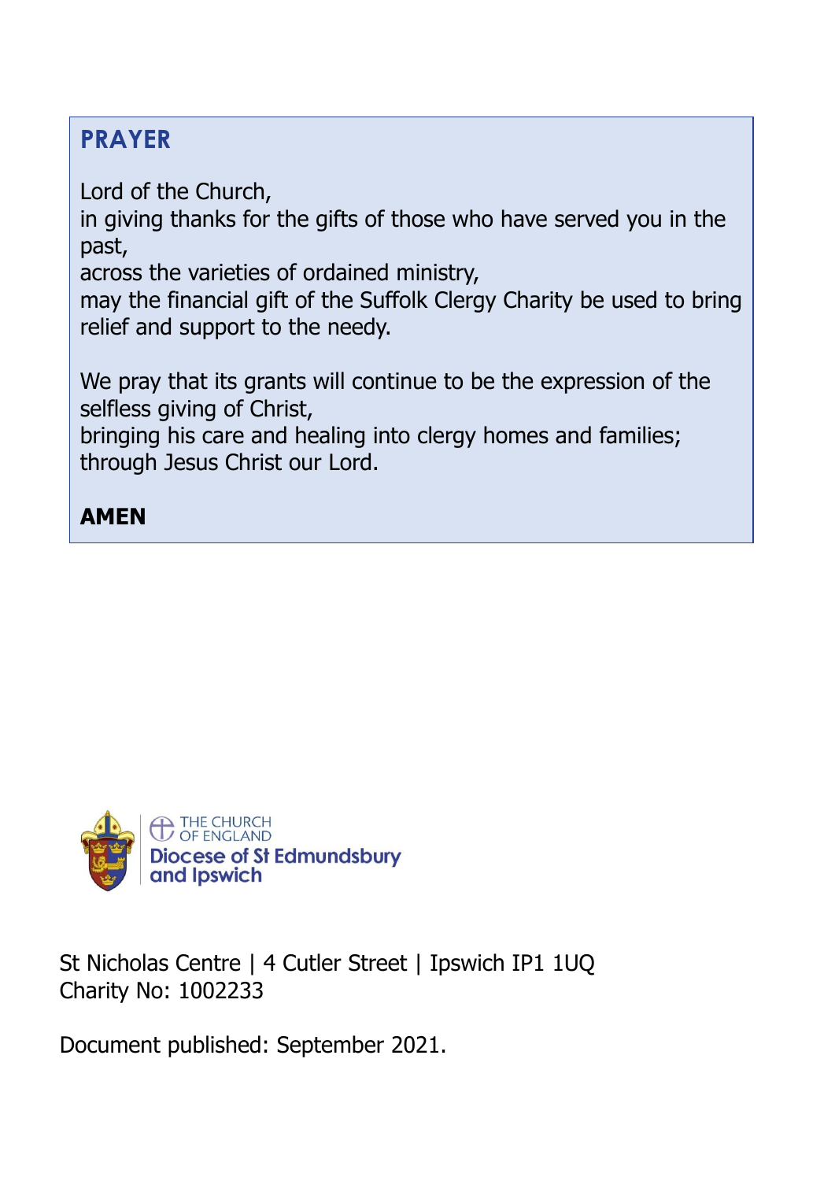## PRAYER

Lord of the Church,
in giving thanks for the gifts of those who have served you in the past,
across the varieties of ordained ministry,
may the financial gift of the Suffolk Clergy Charity be used to bring relief and support to the needy.

We pray that its grants will continue to be the expression of the selfless giving of Christ,
bringing his care and healing into clergy homes and families;
through Jesus Christ our Lord.

**AMEN**

THE CHURCH OF ENGLAND
Diocese of St Edmundsbury and Ipswich

St Nicholas Centre | 4 Cutler Street | Ipswich IP1 1UQ
Charity No: 1002233

Document published: September 2021.